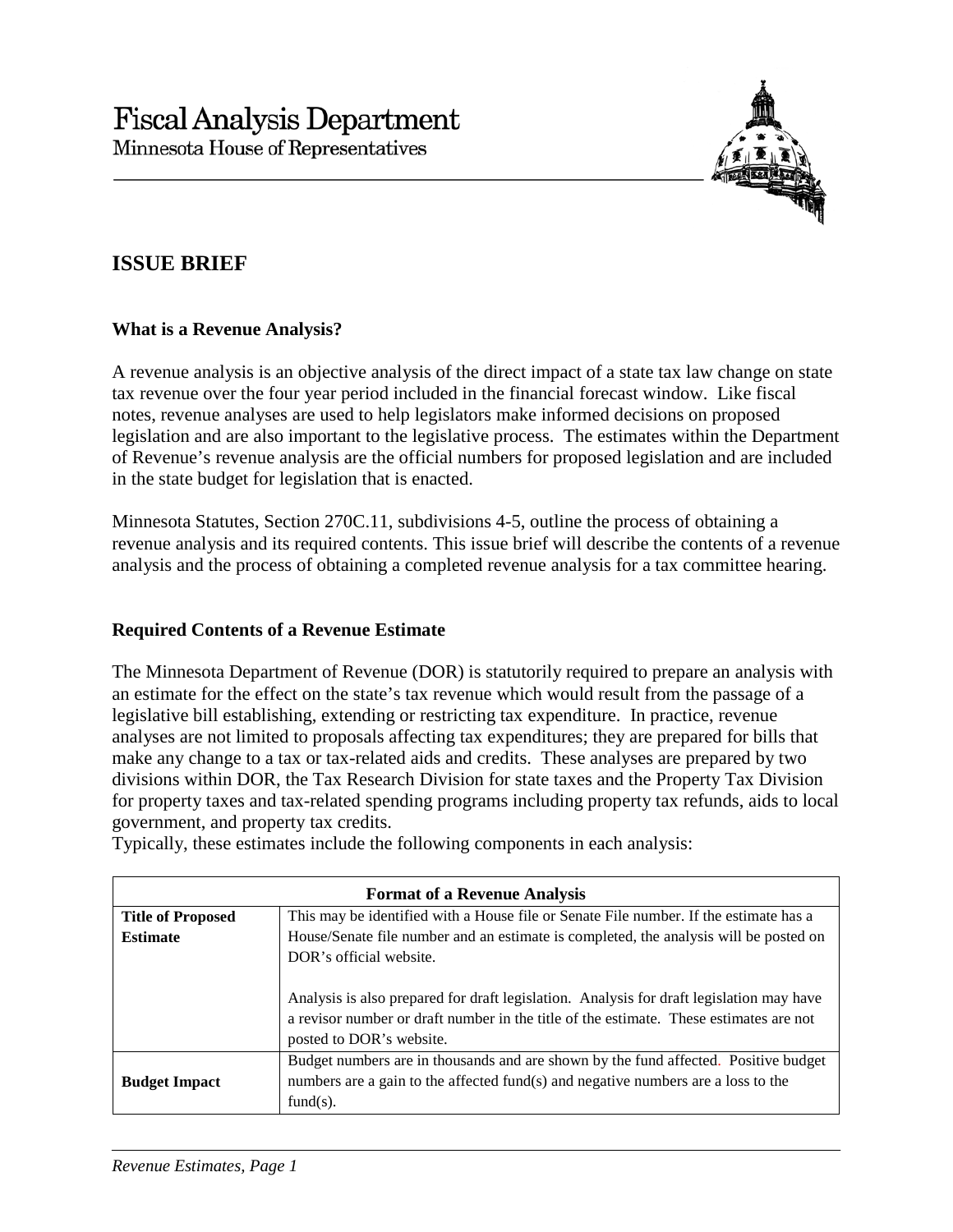# Fiscal Analysis Department

Minnesota House of Representatives

## ISSUE BRIEF

### What is a Revenue Analysis?

A revenue analysis is an objective analysis of the direct impact of a state tax law change on state tax revenue over the four year period included in the financial forecast window. Like fiscal notes, revenue analyses are used to help legislators make informed decisions on proposed legislation and are also important to the legislative process. The estimates within the Department of Revenue's revenue analysis are the official numbers for proposed legislation and are included in the state budget for legislation that is enacted.

Minnesota Statutes, Section 270C.11, subdivisions 4-5, outline the process of obtaining a revenue analysis and its required contents. This issue brief will describe the contents of a revenue analysis and the process of obtaining a completed revenue analysis for a tax committee hearing.

### Required Contents of a Revenue Estimate

The Minnesota Department of Revenue (DOR) is statutorily required to prepare an analysis with an estimate for the effect on the state's tax revenue which would result from the passage of a legislative bill establishing, extending or restricting tax expenditure. In practice, revenue analyses are not limited to proposals affecting tax expenditures; they are prepared for bills that make any change to a tax or tax-related aids and credits. These analyses are prepared by two divisions within DOR, the Tax Research Division for state taxes and the Property Tax Division for property taxes and tax-related spending programs including property tax refunds, aids to local government, and property tax credits.

Typically, these estimates include the following components in each analysis:

| Format of a Revenue Analysis | |
|---|---|
| **Title of Proposed Estimate** | This may be identified with a House file or Senate File number. If the estimate has a House/Senate file number and an estimate is completed, the analysis will be posted on DOR's official website.<br><br>Analysis is also prepared for draft legislation. Analysis for draft legislation may have a revisor number or draft number in the title of the estimate. These estimates are not posted to DOR's website. |
| **Budget Impact** | Budget numbers are in thousands and are shown by the fund affected. Positive budget numbers are a gain to the affected fund(s) and negative numbers are a loss to the fund(s). |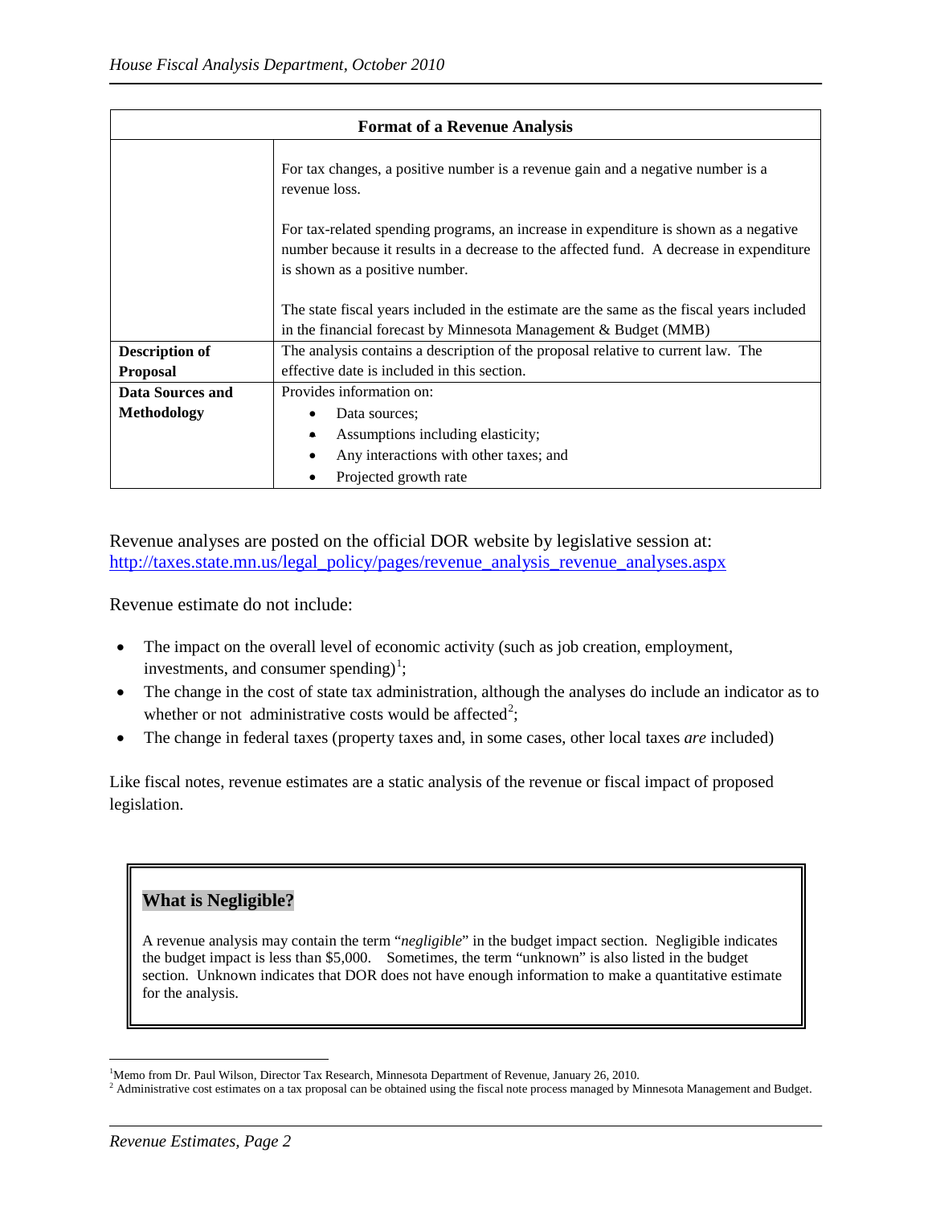| Format of a Revenue Analysis | |
|---|---|
| | For tax changes, a positive number is a revenue gain and a negative number is a revenue loss.<br><br>For tax-related spending programs, an increase in expenditure is shown as a negative number because it results in a decrease to the affected fund. A decrease in expenditure is shown as a positive number.<br><br>The state fiscal years included in the estimate are the same as the fiscal years included in the financial forecast by Minnesota Management & Budget (MMB) |
| **Description of Proposal** | The analysis contains a description of the proposal relative to current law. The effective date is included in this section. |
| **Data Sources and Methodology** | Provides information on:<br>• Data sources;<br>• Assumptions including elasticity;<br>• Any interactions with other taxes; and<br>• Projected growth rate |

Revenue analyses are posted on the official DOR website by legislative session at: [http://taxes.state.mn.us/legal_policy/pages/revenue_analysis_revenue_analyses.aspx](http://taxes.state.mn.us/legal_policy/pages/revenue_analysis_revenue_analyses.aspx)

Revenue estimate do not include:

- The impact on the overall level of economic activity (such as job creation, employment, investments, and consumer spending)[1];
- The change in the cost of state tax administration, although the analyses do include an indicator as to whether or not administrative costs would be affected[2];
- The change in federal taxes (property taxes and, in some cases, other local taxes *are* included)

Like fiscal notes, revenue estimates are a static analysis of the revenue or fiscal impact of proposed legislation.

## What is Negligible?

A revenue analysis may contain the term "*negligible*" in the budget impact section. Negligible indicates the budget impact is less than $5,000. Sometimes, the term "unknown" is also listed in the budget section. Unknown indicates that DOR does not have enough information to make a quantitative estimate for the analysis.

---

[1] Memo from Dr. Paul Wilson, Director Tax Research, Minnesota Department of Revenue, January 26, 2010.

[2] Administrative cost estimates on a tax proposal can be obtained using the fiscal note process managed by Minnesota Management and Budget.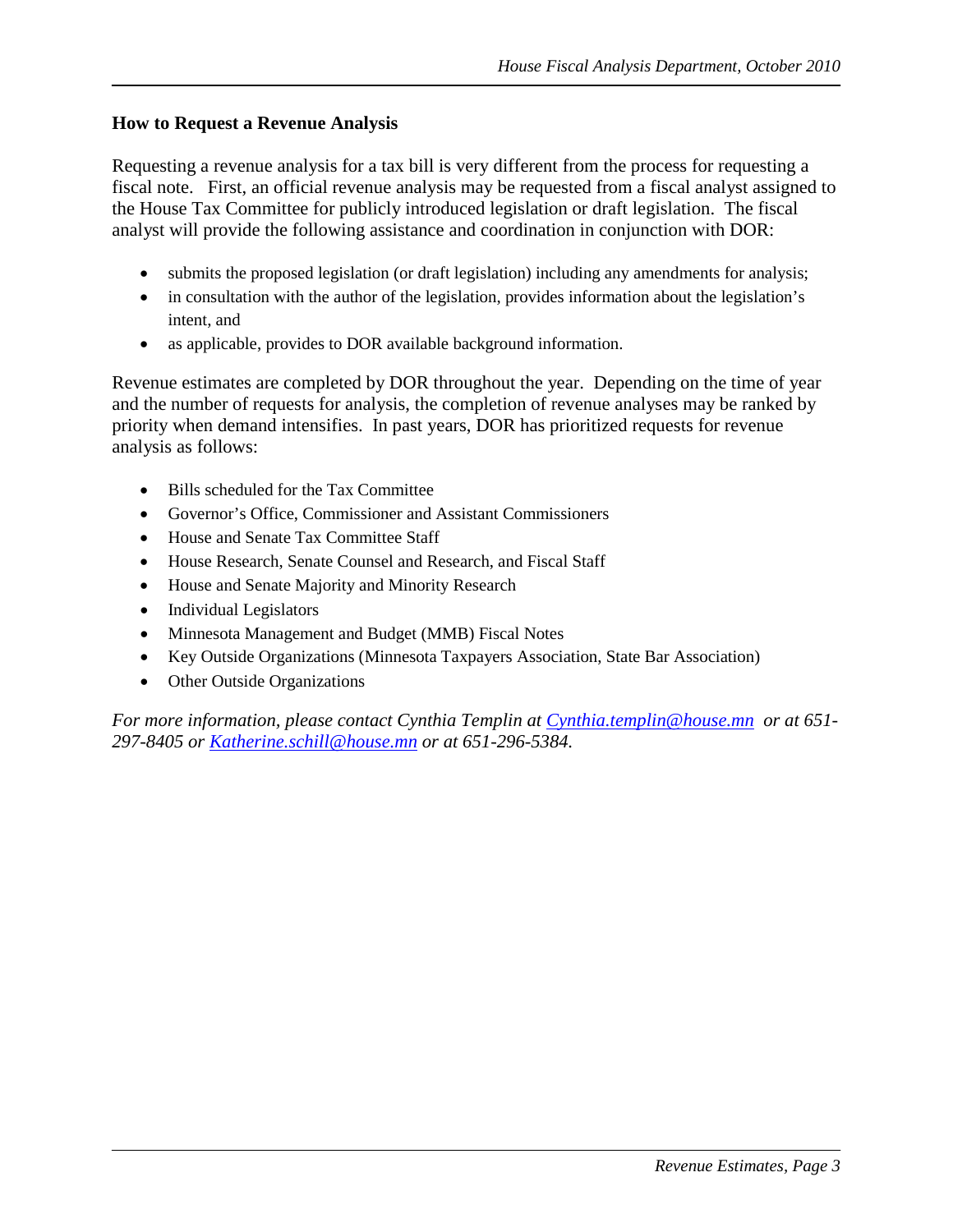### How to Request a Revenue Analysis

Requesting a revenue analysis for a tax bill is very different from the process for requesting a fiscal note. First, an official revenue analysis may be requested from a fiscal analyst assigned to the House Tax Committee for publicly introduced legislation or draft legislation. The fiscal analyst will provide the following assistance and coordination in conjunction with DOR:

- submits the proposed legislation (or draft legislation) including any amendments for analysis;
- in consultation with the author of the legislation, provides information about the legislation's intent, and
- as applicable, provides to DOR available background information.

Revenue estimates are completed by DOR throughout the year. Depending on the time of year and the number of requests for analysis, the completion of revenue analyses may be ranked by priority when demand intensifies. In past years, DOR has prioritized requests for revenue analysis as follows:

- Bills scheduled for the Tax Committee
- Governor's Office, Commissioner and Assistant Commissioners
- House and Senate Tax Committee Staff
- House Research, Senate Counsel and Research, and Fiscal Staff
- House and Senate Majority and Minority Research
- Individual Legislators
- Minnesota Management and Budget (MMB) Fiscal Notes
- Key Outside Organizations (Minnesota Taxpayers Association, State Bar Association)
- Other Outside Organizations

*For more information, please contact Cynthia Templin at Cynthia.templin@house.mn or at 651-297-8405 or Katherine.schill@house.mn or at 651-296-5384.*